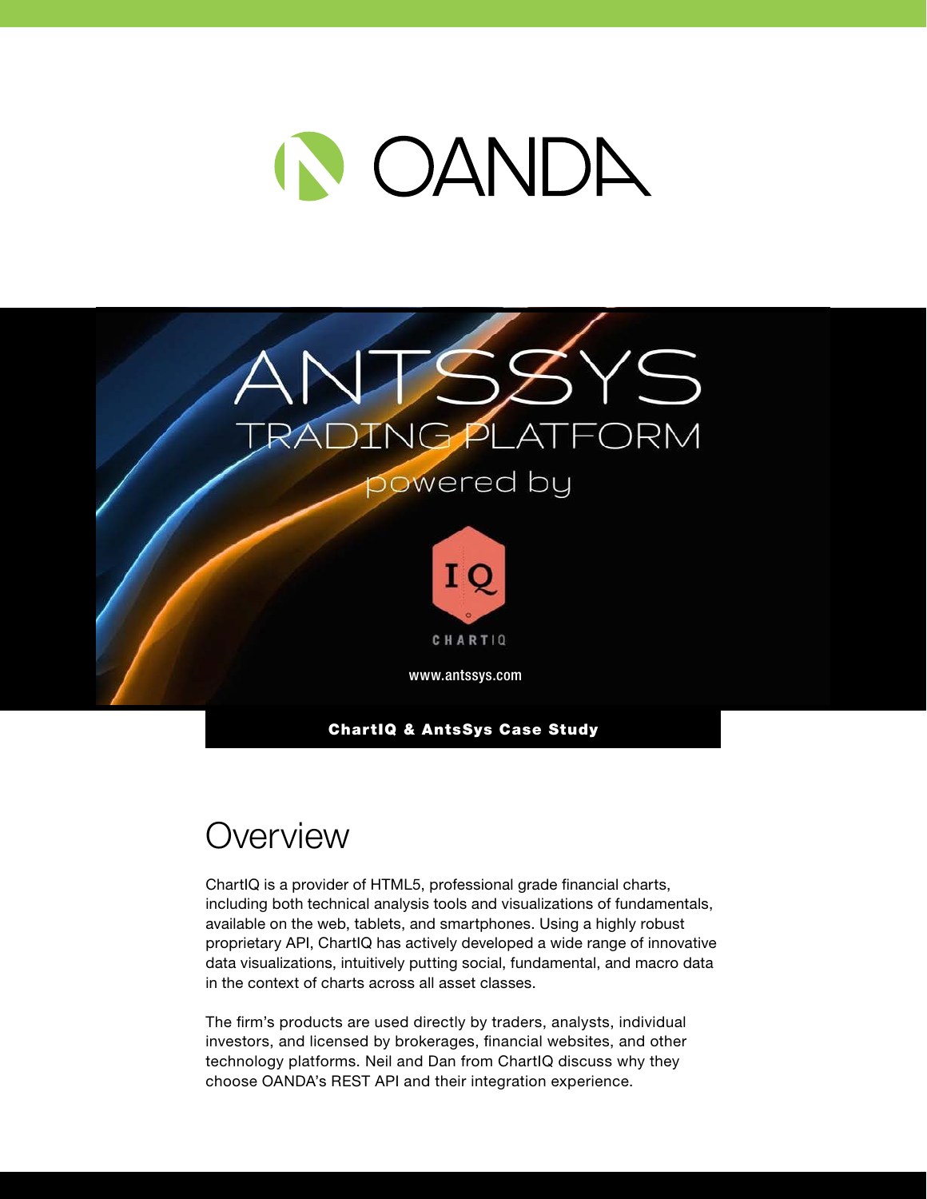# OANDA

ANTSSYS

TRADING PLATFORM

powered by

CHARTIQ

www.antssys.com

**ChartIQ & AntsSys Case Study**

## Overview

ChartIQ is a provider of HTML5, professional grade financial charts, including both technical analysis tools and visualizations of fundamentals, available on the web, tablets, and smartphones. Using a highly robust proprietary API, ChartIQ has actively developed a wide range of innovative data visualizations, intuitively putting social, fundamental, and macro data in the context of charts across all asset classes.

The firm's products are used directly by traders, analysts, individual investors, and licensed by brokerages, financial websites, and other technology platforms. Neil and Dan from ChartIQ discuss why they choose OANDA's REST API and their integration experience.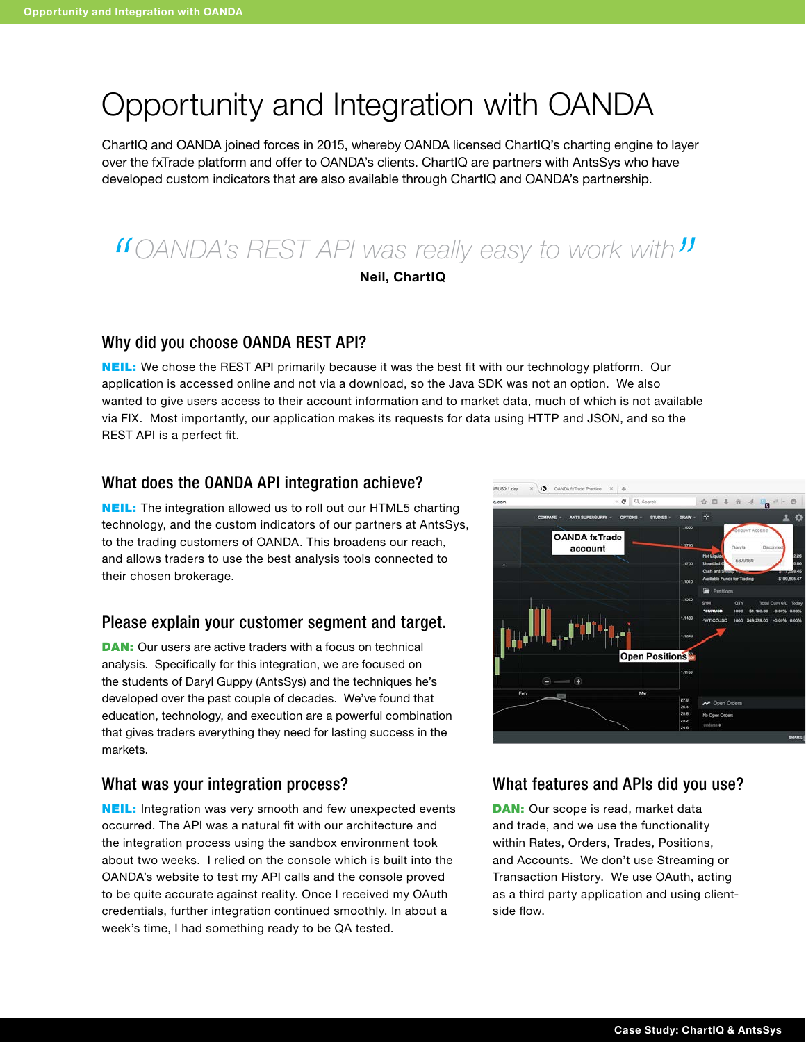# Opportunity and Integration with OANDA

ChartIQ and OANDA joined forces in 2015, whereby OANDA licensed ChartIQ's charting engine to layer over the fxTrade platform and offer to OANDA's clients. ChartIQ are partners with AntsSys who have developed custom indicators that are also available through ChartIQ and OANDA's partnership.

> *"OANDA's REST API was really easy to work with"*
>
> **Neil, ChartIQ**

## Why did you choose OANDA REST API?

**NEIL:** We chose the REST API primarily because it was the best fit with our technology platform. Our application is accessed online and not via a download, so the Java SDK was not an option. We also wanted to give users access to their account information and to market data, much of which is not available via FIX. Most importantly, our application makes its requests for data using HTTP and JSON, and so the REST API is a perfect fit.

## What does the OANDA API integration achieve?

**NEIL:** The integration allowed us to roll out our HTML5 charting technology, and the custom indicators of our partners at AntsSys, to the trading customers of OANDA. This broadens our reach, and allows traders to use the best analysis tools connected to their chosen brokerage.

## Please explain your customer segment and target.

**DAN:** Our users are active traders with a focus on technical analysis. Specifically for this integration, we are focused on the students of Daryl Guppy (AntsSys) and the techniques he's developed over the past couple of decades. We've found that education, technology, and execution are a powerful combination that gives traders everything they need for lasting success in the markets.

OANDA fxTrade account

Open Positions

## What was your integration process?

**NEIL:** Integration was very smooth and few unexpected events occurred. The API was a natural fit with our architecture and the integration process using the sandbox environment took about two weeks. I relied on the console which is built into the OANDA's website to test my API calls and the console proved to be quite accurate against reality. Once I received my OAuth credentials, further integration continued smoothly. In about a week's time, I had something ready to be QA tested.

## What features and APIs did you use?

**DAN:** Our scope is read, market data and trade, and we use the functionality within Rates, Orders, Trades, Positions, and Accounts. We don't use Streaming or Transaction History. We use OAuth, acting as a third party application and using client-side flow.